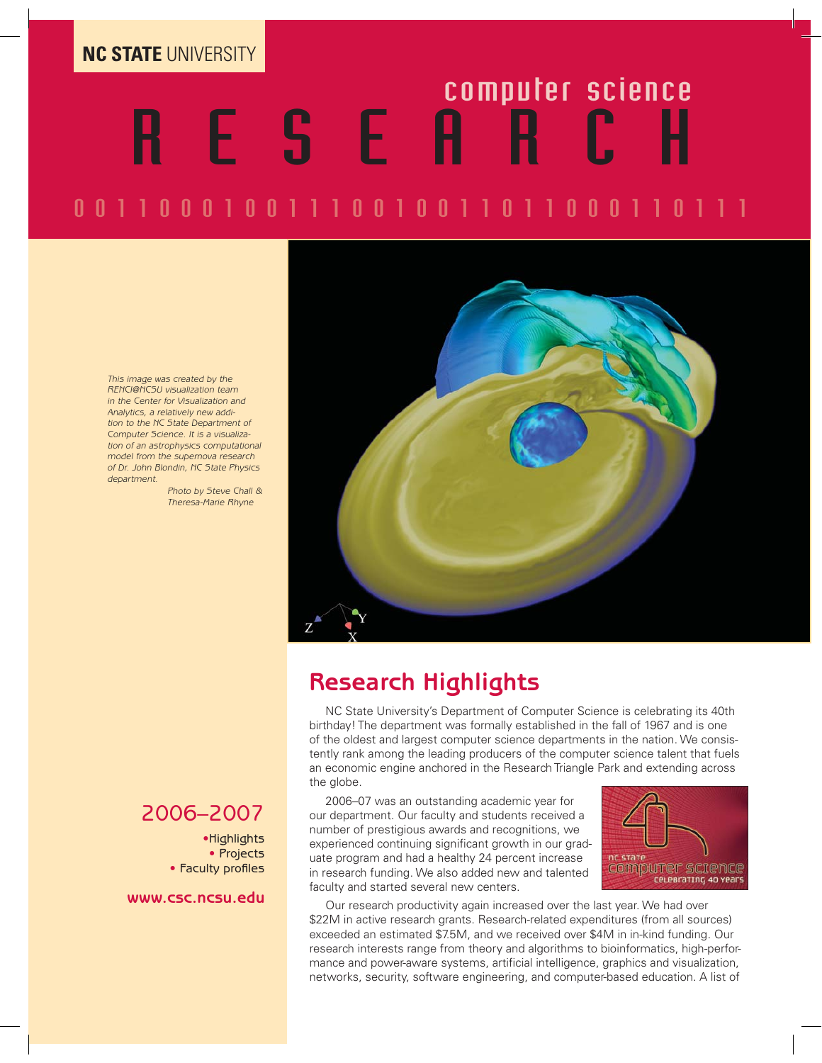**NC STATE** UNIVERSITY

# computer science RESEARCH

0 0 1 1 0 0 0 1 0 0 1 1 1 0 0 1 0 0 1 1 0 1 1 0 0 0 1 1 0 1 1 1

*This image was created by the RENCI@NCSU visualization team in the Center for Visualization and Analytics, a relatively new addition to the NC State Department of Computer Science. It is a visualization of an astrophysics computational model from the supernova research of Dr. John Blondin, NC State Physics department.*

*Photo by Steve Chall & Theresa-Marie Rhyne*

## 2006–2007

- Highlights
- Projects
- Faculty profiles

**www.csc.ncsu.edu**

## Research Highlights

NC State University's Department of Computer Science is celebrating its 40th birthday! The department was formally established in the fall of 1967 and is one of the oldest and largest computer science departments in the nation. We consistently rank among the leading producers of the computer science talent that fuels an economic engine anchored in the Research Triangle Park and extending across the globe.

2006–07 was an outstanding academic year for our department. Our faculty and students received a number of prestigious awards and recognitions, we experienced continuing significant growth in our graduate program and had a healthy 24 percent increase in research funding. We also added new and talented faculty and started several new centers.

NC State Computer Science celebrating 40 years

Our research productivity again increased over the last year. We had over $22M in active research grants. Research-related expenditures (from all sources) exceeded an estimated $7.5M, and we received over $4M in in-kind funding. Our research interests range from theory and algorithms to bioinformatics, high-performance and power-aware systems, artificial intelligence, graphics and visualization, networks, security, software engineering, and computer-based education. A list of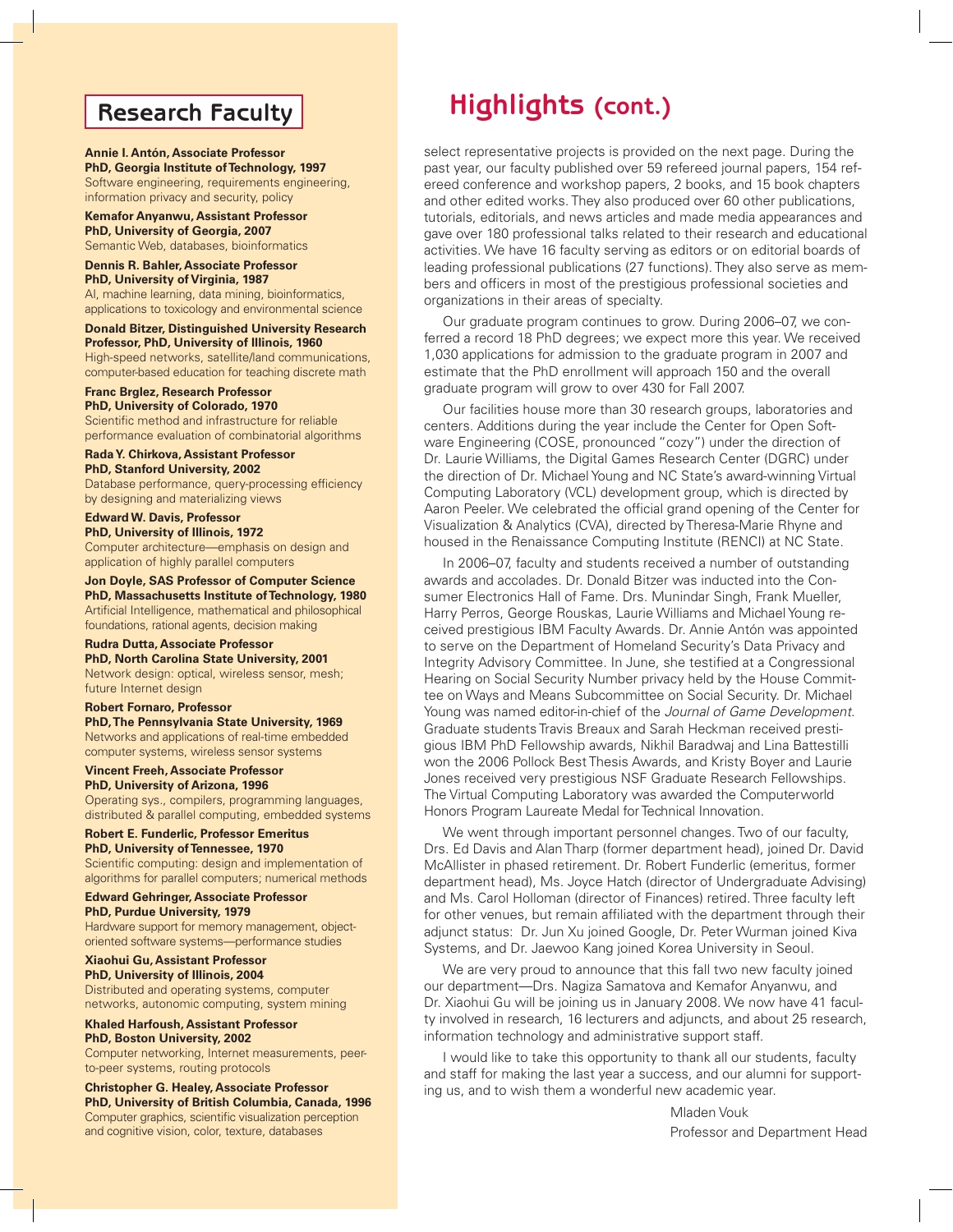## Research Faculty

**Annie I. Antón, Associate Professor**
**PhD, Georgia Institute of Technology, 1997**
Software engineering, requirements engineering, information privacy and security, policy

**Kemafor Anyanwu, Assistant Professor**
**PhD, University of Georgia, 2007**
Semantic Web, databases, bioinformatics

**Dennis R. Bahler, Associate Professor**
**PhD, University of Virginia, 1987**
AI, machine learning, data mining, bioinformatics, applications to toxicology and environmental science

**Donald Bitzer, Distinguished University Research Professor, PhD, University of Illinois, 1960**
High-speed networks, satellite/land communications, computer-based education for teaching discrete math

**Franc Brglez, Research Professor**
**PhD, University of Colorado, 1970**
Scientific method and infrastructure for reliable performance evaluation of combinatorial algorithms

**Rada Y. Chirkova, Assistant Professor**
**PhD, Stanford University, 2002**
Database performance, query-processing efficiency by designing and materializing views

**Edward W. Davis, Professor**
**PhD, University of Illinois, 1972**
Computer architecture—emphasis on design and application of highly parallel computers

**Jon Doyle, SAS Professor of Computer Science**
**PhD, Massachusetts Institute of Technology, 1980**
Artificial Intelligence, mathematical and philosophical foundations, rational agents, decision making

**Rudra Dutta, Associate Professor**
**PhD, North Carolina State University, 2001**
Network design: optical, wireless sensor, mesh; future Internet design

**Robert Fornaro, Professor**
**PhD, The Pennsylvania State University, 1969**
Networks and applications of real-time embedded computer systems, wireless sensor systems

**Vincent Freeh, Associate Professor**
**PhD, University of Arizona, 1996**
Operating sys., compilers, programming languages, distributed & parallel computing, embedded systems

**Robert E. Funderlic, Professor Emeritus**
**PhD, University of Tennessee, 1970**
Scientific computing: design and implementation of algorithms for parallel computers; numerical methods

**Edward Gehringer, Associate Professor**
**PhD, Purdue University, 1979**
Hardware support for memory management, object-oriented software systems—performance studies

**Xiaohui Gu, Assistant Professor**
**PhD, University of Illinois, 2004**
Distributed and operating systems, computer networks, autonomic computing, system mining

**Khaled Harfoush, Assistant Professor**
**PhD, Boston University, 2002**
Computer networking, Internet measurements, peer-to-peer systems, routing protocols

**Christopher G. Healey, Associate Professor**
**PhD, University of British Columbia, Canada, 1996**
Computer graphics, scientific visualization perception and cognitive vision, color, texture, databases

## Highlights (cont.)

select representative projects is provided on the next page. During the past year, our faculty published over 59 refereed journal papers, 154 refereed conference and workshop papers, 2 books, and 15 book chapters and other edited works. They also produced over 60 other publications, tutorials, editorials, and news articles and made media appearances and gave over 180 professional talks related to their research and educational activities. We have 16 faculty serving as editors or on editorial boards of leading professional publications (27 functions). They also serve as members and officers in most of the prestigious professional societies and organizations in their areas of specialty.

Our graduate program continues to grow. During 2006–07, we conferred a record 18 PhD degrees; we expect more this year. We received 1,030 applications for admission to the graduate program in 2007 and estimate that the PhD enrollment will approach 150 and the overall graduate program will grow to over 430 for Fall 2007.

Our facilities house more than 30 research groups, laboratories and centers. Additions during the year include the Center for Open Software Engineering (COSE, pronounced "cozy") under the direction of Dr. Laurie Williams, the Digital Games Research Center (DGRC) under the direction of Dr. Michael Young and NC State's award-winning Virtual Computing Laboratory (VCL) development group, which is directed by Aaron Peeler. We celebrated the official grand opening of the Center for Visualization & Analytics (CVA), directed by Theresa-Marie Rhyne and housed in the Renaissance Computing Institute (RENCI) at NC State.

In 2006–07, faculty and students received a number of outstanding awards and accolades. Dr. Donald Bitzer was inducted into the Consumer Electronics Hall of Fame. Drs. Munindar Singh, Frank Mueller, Harry Perros, George Rouskas, Laurie Williams and Michael Young received prestigious IBM Faculty Awards. Dr. Annie Antón was appointed to serve on the Department of Homeland Security's Data Privacy and Integrity Advisory Committee. In June, she testified at a Congressional Hearing on Social Security Number privacy held by the House Committee on Ways and Means Subcommittee on Social Security. Dr. Michael Young was named editor-in-chief of the *Journal of Game Development*. Graduate students Travis Breaux and Sarah Heckman received prestigious IBM PhD Fellowship awards, Nikhil Baradwaj and Lina Battestilli won the 2006 Pollock Best Thesis Awards, and Kristy Boyer and Laurie Jones received very prestigious NSF Graduate Research Fellowships. The Virtual Computing Laboratory was awarded the Computerworld Honors Program Laureate Medal for Technical Innovation.

We went through important personnel changes. Two of our faculty, Drs. Ed Davis and Alan Tharp (former department head), joined Dr. David McAllister in phased retirement. Dr. Robert Funderlic (emeritus, former department head), Ms. Joyce Hatch (director of Undergraduate Advising) and Ms. Carol Holloman (director of Finances) retired. Three faculty left for other venues, but remain affiliated with the department through their adjunct status: Dr. Jun Xu joined Google, Dr. Peter Wurman joined Kiva Systems, and Dr. Jaewoo Kang joined Korea University in Seoul.

We are very proud to announce that this fall two new faculty joined our department—Drs. Nagiza Samatova and Kemafor Anyanwu, and Dr. Xiaohui Gu will be joining us in January 2008. We now have 41 faculty involved in research, 16 lecturers and adjuncts, and about 25 research, information technology and administrative support staff.

I would like to take this opportunity to thank all our students, faculty and staff for making the last year a success, and our alumni for supporting us, and to wish them a wonderful new academic year.

Mladen Vouk
Professor and Department Head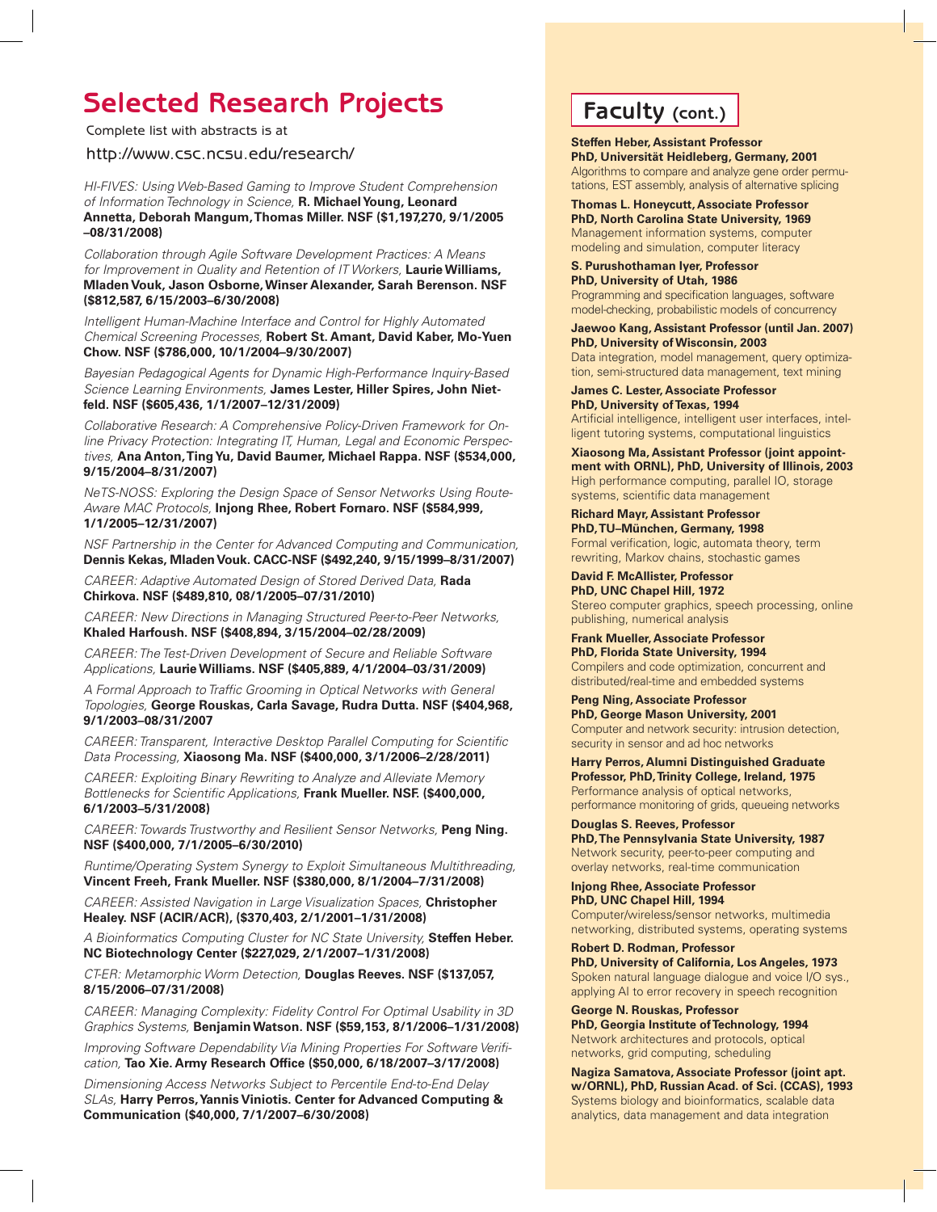# Selected Research Projects

Complete list with abstracts is at

http://www.csc.ncsu.edu/research/

*HI-FIVES: Using Web-Based Gaming to Improve Student Comprehension of Information Technology in Science,* **R. Michael Young, Leonard Annetta, Deborah Mangum, Thomas Miller. NSF ($1,197,270, 9/1/2005–08/31/2008)**

*Collaboration through Agile Software Development Practices: A Means for Improvement in Quality and Retention of IT Workers,* **Laurie Williams, Mladen Vouk, Jason Osborne, Winser Alexander, Sarah Berenson. NSF ($812,587, 6/15/2003–6/30/2008)**

*Intelligent Human-Machine Interface and Control for Highly Automated Chemical Screening Processes,* **Robert St. Amant, David Kaber, Mo-Yuen Chow. NSF ($786,000, 10/1/2004–9/30/2007)**

*Bayesian Pedagogical Agents for Dynamic High-Performance Inquiry-Based Science Learning Environments,* **James Lester, Hiller Spires, John Nietfeld. NSF ($605,436, 1/1/2007–12/31/2009)**

*Collaborative Research: A Comprehensive Policy-Driven Framework for Online Privacy Protection: Integrating IT, Human, Legal and Economic Perspectives,* **Ana Anton, Ting Yu, David Baumer, Michael Rappa. NSF ($534,000, 9/15/2004–8/31/2007)**

*NeTS-NOSS: Exploring the Design Space of Sensor Networks Using Route-Aware MAC Protocols,* **Injong Rhee, Robert Fornaro. NSF ($584,999, 1/1/2005–12/31/2007)**

*NSF Partnership in the Center for Advanced Computing and Communication,* **Dennis Kekas, Mladen Vouk. CACC-NSF ($492,240, 9/15/1999–8/31/2007)**

*CAREER: Adaptive Automated Design of Stored Derived Data,* **Rada Chirkova. NSF ($489,810, 08/1/2005–07/31/2010)**

*CAREER: New Directions in Managing Structured Peer-to-Peer Networks,* **Khaled Harfoush. NSF ($408,894, 3/15/2004–02/28/2009)**

*CAREER: The Test-Driven Development of Secure and Reliable Software Applications,* **Laurie Williams. NSF ($405,889, 4/1/2004–03/31/2009)**

*A Formal Approach to Traffic Grooming in Optical Networks with General Topologies,* **George Rouskas, Carla Savage, Rudra Dutta. NSF ($404,968, 9/1/2003–08/31/2007**

*CAREER: Transparent, Interactive Desktop Parallel Computing for Scientific Data Processing,* **Xiaosong Ma. NSF ($400,000, 3/1/2006–2/28/2011)**

*CAREER: Exploiting Binary Rewriting to Analyze and Alleviate Memory Bottlenecks for Scientific Applications,* **Frank Mueller. NSF. ($400,000, 6/1/2003–5/31/2008)**

*CAREER: Towards Trustworthy and Resilient Sensor Networks,* **Peng Ning. NSF ($400,000, 7/1/2005–6/30/2010)**

*Runtime/Operating System Synergy to Exploit Simultaneous Multithreading,* **Vincent Freeh, Frank Mueller. NSF ($380,000, 8/1/2004–7/31/2008)**

*CAREER: Assisted Navigation in Large Visualization Spaces,* **Christopher Healey. NSF (ACIR/ACR), ($370,403, 2/1/2001–1/31/2008)**

*A Bioinformatics Computing Cluster for NC State University,* **Steffen Heber. NC Biotechnology Center ($227,029, 2/1/2007–1/31/2008)**

*CT-ER: Metamorphic Worm Detection,* **Douglas Reeves. NSF ($137,057, 8/15/2006–07/31/2008)**

*CAREER: Managing Complexity: Fidelity Control For Optimal Usability in 3D Graphics Systems,* **Benjamin Watson. NSF ($59,153, 8/1/2006–1/31/2008)**

*Improving Software Dependability Via Mining Properties For Software Verification,* **Tao Xie. Army Research Office ($50,000, 6/18/2007–3/17/2008)**

*Dimensioning Access Networks Subject to Percentile End-to-End Delay SLAs,* **Harry Perros, Yannis Viniotis. Center for Advanced Computing & Communication ($40,000, 7/1/2007–6/30/2008)**

# Faculty (cont.)

**Steffen Heber, Assistant Professor**
**PhD, Universität Heidleberg, Germany, 2001**
Algorithms to compare and analyze gene order permutations, EST assembly, analysis of alternative splicing

**Thomas L. Honeycutt, Associate Professor**
**PhD, North Carolina State University, 1969**
Management information systems, computer modeling and simulation, computer literacy

**S. Purushothaman Iyer, Professor**
**PhD, University of Utah, 1986**
Programming and specification languages, software model-checking, probabilistic models of concurrency

**Jaewoo Kang, Assistant Professor (until Jan. 2007)**
**PhD, University of Wisconsin, 2003**
Data integration, model management, query optimization, semi-structured data management, text mining

**James C. Lester, Associate Professor**
**PhD, University of Texas, 1994**
Artificial intelligence, intelligent user interfaces, intelligent tutoring systems, computational linguistics

**Xiaosong Ma, Assistant Professor (joint appointment with ORNL), PhD, University of Illinois, 2003**
High performance computing, parallel IO, storage systems, scientific data management

**Richard Mayr, Assistant Professor**
**PhD, TU–München, Germany, 1998**
Formal verification, logic, automata theory, term rewriting, Markov chains, stochastic games

**David F. McAllister, Professor**
**PhD, UNC Chapel Hill, 1972**
Stereo computer graphics, speech processing, online publishing, numerical analysis

**Frank Mueller, Associate Professor**
**PhD, Florida State University, 1994**
Compilers and code optimization, concurrent and distributed/real-time and embedded systems

**Peng Ning, Associate Professor**
**PhD, George Mason University, 2001**
Computer and network security: intrusion detection, security in sensor and ad hoc networks

**Harry Perros, Alumni Distinguished Graduate Professor, PhD, Trinity College, Ireland, 1975**
Performance analysis of optical networks, performance monitoring of grids, queueing networks

**Douglas S. Reeves, Professor**
**PhD, The Pennsylvania State University, 1987**
Network security, peer-to-peer computing and overlay networks, real-time communication

**Injong Rhee, Associate Professor**
**PhD, UNC Chapel Hill, 1994**
Computer/wireless/sensor networks, multimedia networking, distributed systems, operating systems

**Robert D. Rodman, Professor**
**PhD, University of California, Los Angeles, 1973**
Spoken natural language dialogue and voice I/O sys., applying AI to error recovery in speech recognition

**George N. Rouskas, Professor**
**PhD, Georgia Institute of Technology, 1994**
Network architectures and protocols, optical networks, grid computing, scheduling

**Nagiza Samatova, Associate Professor (joint apt. w/ORNL), PhD, Russian Acad. of Sci. (CCAS), 1993**
Systems biology and bioinformatics, scalable data analytics, data management and data integration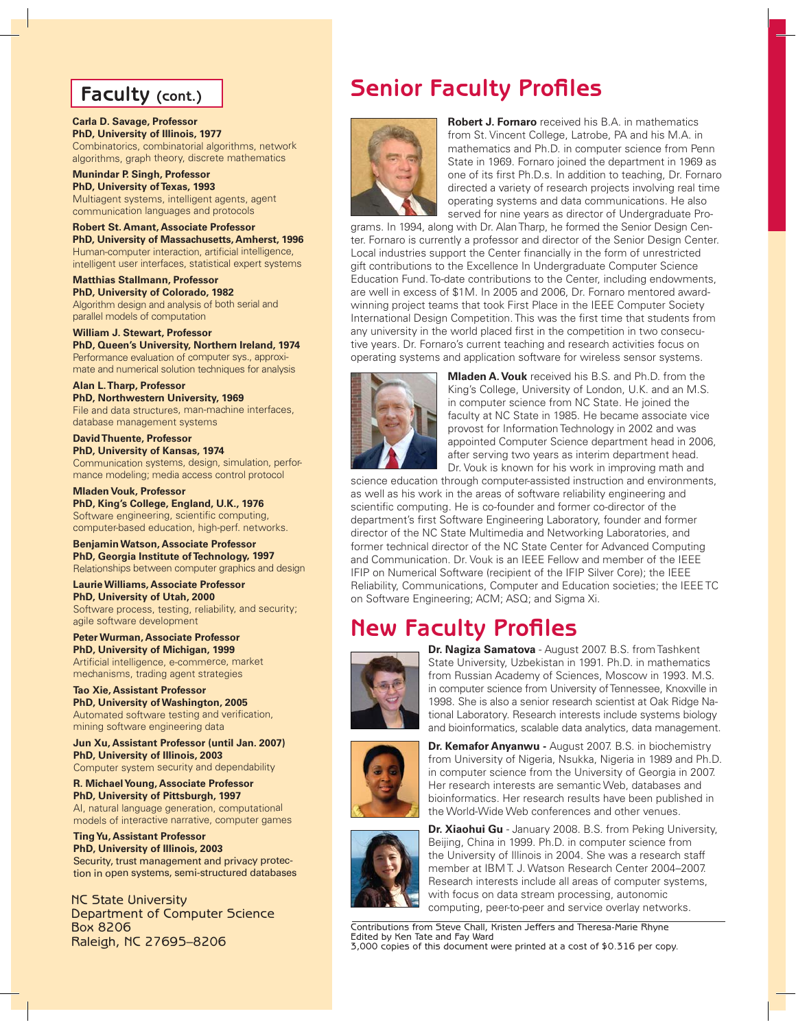## Faculty (cont.)

**Carla D. Savage, Professor**
**PhD, University of Illinois, 1977**
Combinatorics, combinatorial algorithms, network algorithms, graph theory, discrete mathematics

**Munindar P. Singh, Professor**
**PhD, University of Texas, 1993**
Multiagent systems, intelligent agents, agent communication languages and protocols

**Robert St. Amant, Associate Professor**
**PhD, University of Massachusetts, Amherst, 1996**
Human-computer interaction, artificial intelligence, intelligent user interfaces, statistical expert systems

**Matthias Stallmann, Professor**
**PhD, University of Colorado, 1982**
Algorithm design and analysis of both serial and parallel models of computation

**William J. Stewart, Professor**
**PhD, Queen's University, Northern Ireland, 1974**
Performance evaluation of computer sys., approximate and numerical solution techniques for analysis

**Alan L. Tharp, Professor**
**PhD, Northwestern University, 1969**
File and data structures, man-machine interfaces, database management systems

**David Thuente, Professor**
**PhD, University of Kansas, 1974**
Communication systems, design, simulation, performance modeling; media access control protocol

**Mladen Vouk, Professor**
**PhD, King's College, England, U.K., 1976**
Software engineering, scientific computing, computer-based education, high-perf. networks.

**Benjamin Watson, Associate Professor**
**PhD, Georgia Institute of Technology, 1997**
Relationships between computer graphics and design

**Laurie Williams, Associate Professor**
**PhD, University of Utah, 2000**
Software process, testing, reliability, and security; agile software development

**Peter Wurman, Associate Professor**
**PhD, University of Michigan, 1999**
Artificial intelligence, e-commerce, market mechanisms, trading agent strategies

**Tao Xie, Assistant Professor**
**PhD, University of Washington, 2005**
Automated software testing and verification, mining software engineering data

**Jun Xu, Assistant Professor (until Jan. 2007)**
**PhD, University of Illinois, 2003**
Computer system security and dependability

**R. Michael Young, Associate Professor**
**PhD, University of Pittsburgh, 1997**
AI, natural language generation, computational models of interactive narrative, computer games

**Ting Yu, Assistant Professor**
**PhD, University of Illinois, 2003**
Security, trust management and privacy protection in open systems, semi-structured databases

NC State University
Department of Computer Science
Box 8206
Raleigh, NC 27695–8206

# Senior Faculty Profiles

**Robert J. Fornaro** received his B.A. in mathematics from St. Vincent College, Latrobe, PA and his M.A. in mathematics and Ph.D. in computer science from Penn State in 1969. Fornaro joined the department in 1969 as one of its first Ph.D.s. In addition to teaching, Dr. Fornaro directed a variety of research projects involving real time operating systems and data communications. He also served for nine years as director of Undergraduate Programs. In 1994, along with Dr. Alan Tharp, he formed the Senior Design Center. Fornaro is currently a professor and director of the Senior Design Center. Local industries support the Center financially in the form of unrestricted gift contributions to the Excellence In Undergraduate Computer Science Education Fund. To-date contributions to the Center, including endowments, are well in excess of $1M. In 2005 and 2006, Dr. Fornaro mentored award-winning project teams that took First Place in the IEEE Computer Society International Design Competition. This was the first time that students from any university in the world placed first in the competition in two consecutive years. Dr. Fornaro's current teaching and research activities focus on operating systems and application software for wireless sensor systems.

**Mladen A. Vouk** received his B.S. and Ph.D. from the King's College, University of London, U.K. and an M.S. in computer science from NC State. He joined the faculty at NC State in 1985. He became associate vice provost for Information Technology in 2002 and was appointed Computer Science department head in 2006, after serving two years as interim department head. Dr. Vouk is known for his work in improving math and science education through computer-assisted instruction and environments, as well as his work in the areas of software reliability engineering and scientific computing. He is co-founder and former co-director of the department's first Software Engineering Laboratory, founder and former director of the NC State Multimedia and Networking Laboratories, and former technical director of the NC State Center for Advanced Computing and Communication. Dr. Vouk is an IEEE Fellow and member of the IEEE IFIP on Numerical Software (recipient of the IFIP Silver Core); the IEEE Reliability, Communications, Computer and Education societies; the IEEE TC on Software Engineering; ACM; ASQ; and Sigma Xi.

# New Faculty Profiles

**Dr. Nagiza Samatova** - August 2007. B.S. from Tashkent State University, Uzbekistan in 1991. Ph.D. in mathematics from Russian Academy of Sciences, Moscow in 1993. M.S. in computer science from University of Tennessee, Knoxville in 1998. She is also a senior research scientist at Oak Ridge National Laboratory. Research interests include systems biology and bioinformatics, scalable data analytics, data management.

**Dr. Kemafor Anyanwu -** August 2007. B.S. in biochemistry from University of Nigeria, Nsukka, Nigeria in 1989 and Ph.D. in computer science from the University of Georgia in 2007. Her research interests are semantic Web, databases and bioinformatics. Her research results have been published in the World-Wide Web conferences and other venues.

**Dr. Xiaohui Gu** - January 2008. B.S. from Peking University, Beijing, China in 1999. Ph.D. in computer science from the University of Illinois in 2004. She was a research staff member at IBM T. J. Watson Research Center 2004–2007. Research interests include all areas of computer systems, with focus on data stream processing, autonomic computing, peer-to-peer and service overlay networks.

Contributions from Steve Chall, Kristen Jeffers and Theresa-Marie Rhyne
Edited by Ken Tate and Fay Ward
3,000 copies of this document were printed at a cost of $0.316 per copy.